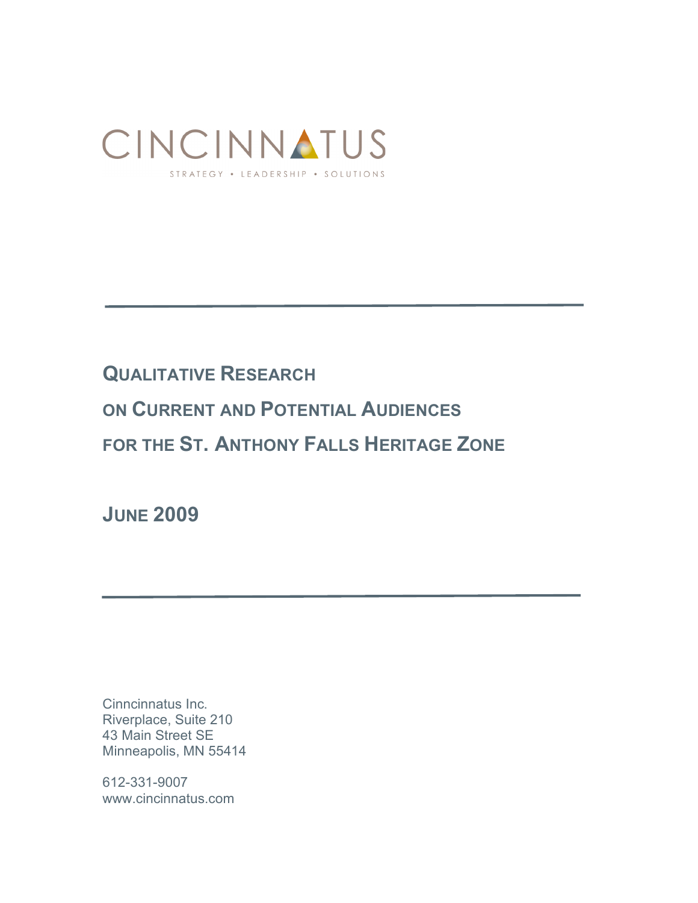CINCINNATUS

STRATEGY • LEADERSHIP • SOLUTIONS

---

# QUALITATIVE RESEARCH ON CURRENT AND POTENTIAL AUDIENCES FOR THE ST. ANTHONY FALLS HERITAGE ZONE

## JUNE 2009

---

Cinncinnatus Inc.
Riverplace, Suite 210
43 Main Street SE
Minneapolis, MN 55414

612-331-9007
www.cincinnatus.com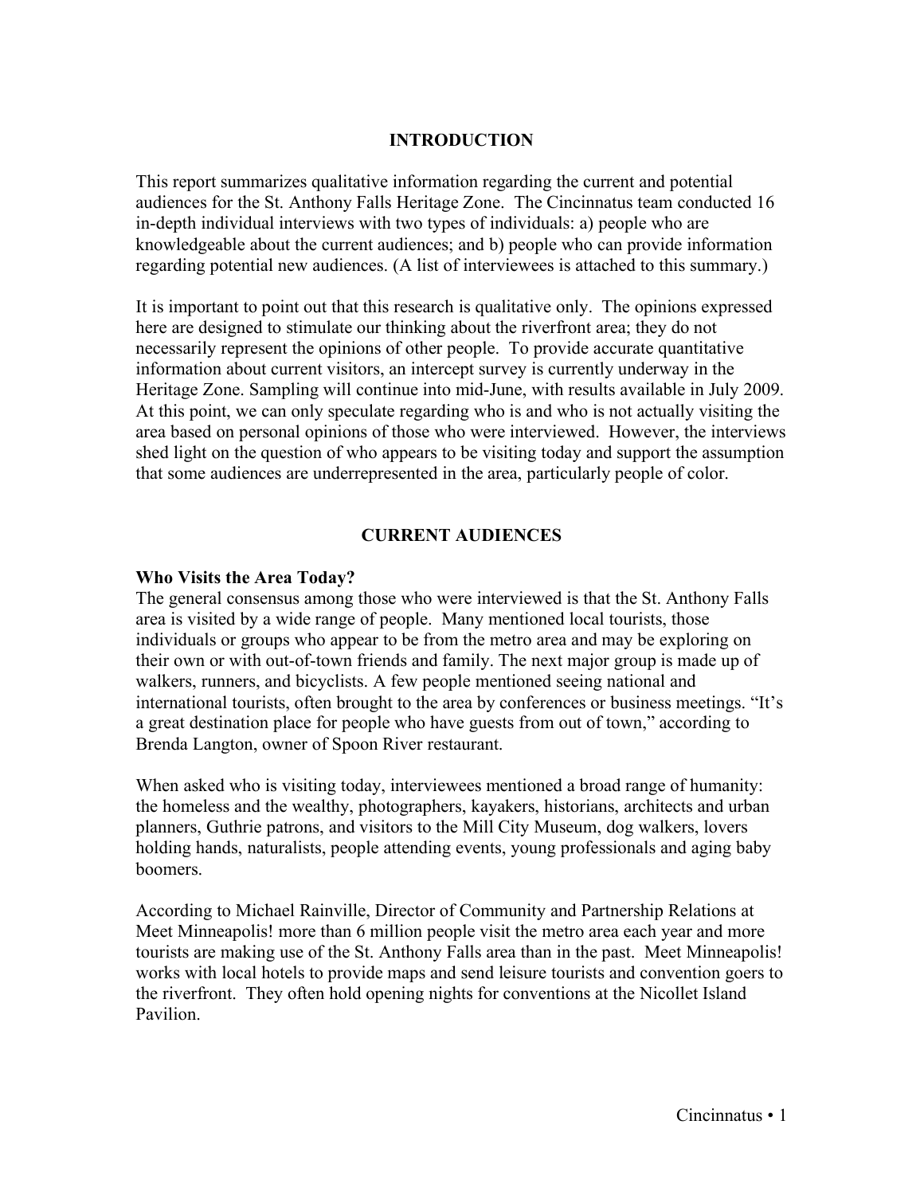## INTRODUCTION

This report summarizes qualitative information regarding the current and potential audiences for the St. Anthony Falls Heritage Zone. The Cincinnatus team conducted 16 in-depth individual interviews with two types of individuals: a) people who are knowledgeable about the current audiences; and b) people who can provide information regarding potential new audiences. (A list of interviewees is attached to this summary.)

It is important to point out that this research is qualitative only. The opinions expressed here are designed to stimulate our thinking about the riverfront area; they do not necessarily represent the opinions of other people. To provide accurate quantitative information about current visitors, an intercept survey is currently underway in the Heritage Zone. Sampling will continue into mid-June, with results available in July 2009. At this point, we can only speculate regarding who is and who is not actually visiting the area based on personal opinions of those who were interviewed. However, the interviews shed light on the question of who appears to be visiting today and support the assumption that some audiences are underrepresented in the area, particularly people of color.

## CURRENT AUDIENCES

### Who Visits the Area Today?

The general consensus among those who were interviewed is that the St. Anthony Falls area is visited by a wide range of people. Many mentioned local tourists, those individuals or groups who appear to be from the metro area and may be exploring on their own or with out-of-town friends and family. The next major group is made up of walkers, runners, and bicyclists. A few people mentioned seeing national and international tourists, often brought to the area by conferences or business meetings. "It's a great destination place for people who have guests from out of town," according to Brenda Langton, owner of Spoon River restaurant.

When asked who is visiting today, interviewees mentioned a broad range of humanity: the homeless and the wealthy, photographers, kayakers, historians, architects and urban planners, Guthrie patrons, and visitors to the Mill City Museum, dog walkers, lovers holding hands, naturalists, people attending events, young professionals and aging baby boomers.

According to Michael Rainville, Director of Community and Partnership Relations at Meet Minneapolis! more than 6 million people visit the metro area each year and more tourists are making use of the St. Anthony Falls area than in the past. Meet Minneapolis! works with local hotels to provide maps and send leisure tourists and convention goers to the riverfront. They often hold opening nights for conventions at the Nicollet Island Pavilion.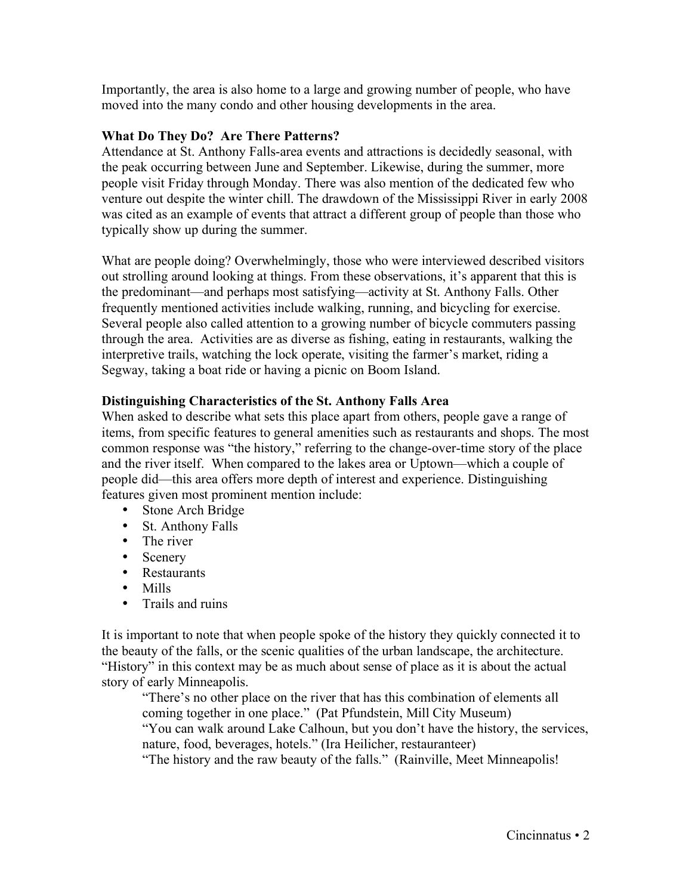Importantly, the area is also home to a large and growing number of people, who have moved into the many condo and other housing developments in the area.

**What Do They Do? Are There Patterns?**

Attendance at St. Anthony Falls-area events and attractions is decidedly seasonal, with the peak occurring between June and September. Likewise, during the summer, more people visit Friday through Monday. There was also mention of the dedicated few who venture out despite the winter chill. The drawdown of the Mississippi River in early 2008 was cited as an example of events that attract a different group of people than those who typically show up during the summer.

What are people doing? Overwhelmingly, those who were interviewed described visitors out strolling around looking at things. From these observations, it's apparent that this is the predominant—and perhaps most satisfying—activity at St. Anthony Falls. Other frequently mentioned activities include walking, running, and bicycling for exercise. Several people also called attention to a growing number of bicycle commuters passing through the area. Activities are as diverse as fishing, eating in restaurants, walking the interpretive trails, watching the lock operate, visiting the farmer's market, riding a Segway, taking a boat ride or having a picnic on Boom Island.

**Distinguishing Characteristics of the St. Anthony Falls Area**

When asked to describe what sets this place apart from others, people gave a range of items, from specific features to general amenities such as restaurants and shops. The most common response was "the history," referring to the change-over-time story of the place and the river itself. When compared to the lakes area or Uptown—which a couple of people did—this area offers more depth of interest and experience. Distinguishing features given most prominent mention include:

- Stone Arch Bridge
- St. Anthony Falls
- The river
- Scenery
- Restaurants
- Mills
- Trails and ruins

It is important to note that when people spoke of the history they quickly connected it to the beauty of the falls, or the scenic qualities of the urban landscape, the architecture. "History" in this context may be as much about sense of place as it is about the actual story of early Minneapolis.

> "There's no other place on the river that has this combination of elements all coming together in one place." (Pat Pfundstein, Mill City Museum)
>
> "You can walk around Lake Calhoun, but you don't have the history, the services, nature, food, beverages, hotels." (Ira Heilicher, restauranteer)
>
> "The history and the raw beauty of the falls." (Rainville, Meet Minneapolis!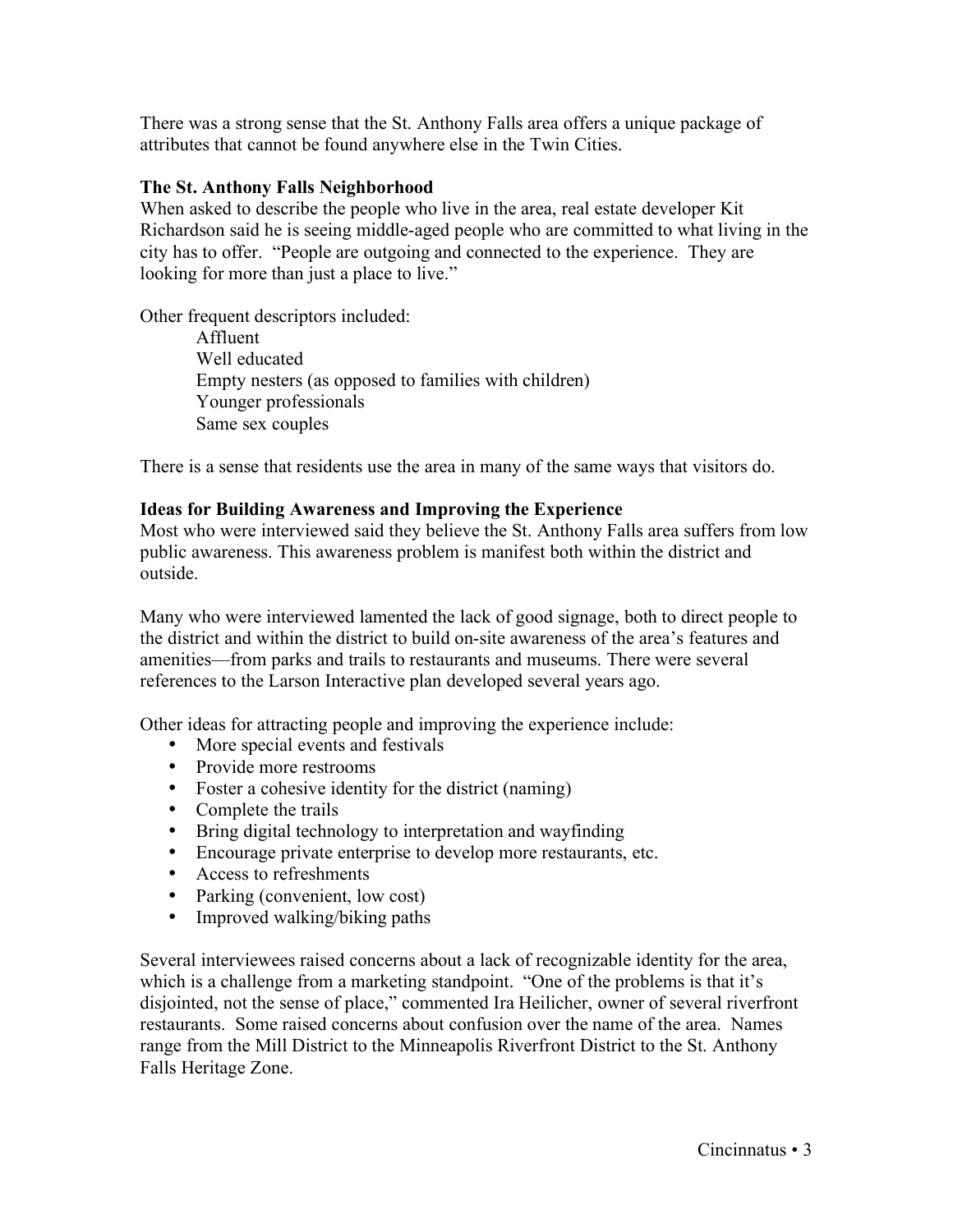There was a strong sense that the St. Anthony Falls area offers a unique package of attributes that cannot be found anywhere else in the Twin Cities.

**The St. Anthony Falls Neighborhood**

When asked to describe the people who live in the area, real estate developer Kit Richardson said he is seeing middle-aged people who are committed to what living in the city has to offer. "People are outgoing and connected to the experience. They are looking for more than just a place to live."

Other frequent descriptors included:

Affluent
Well educated
Empty nesters (as opposed to families with children)
Younger professionals
Same sex couples

There is a sense that residents use the area in many of the same ways that visitors do.

**Ideas for Building Awareness and Improving the Experience**

Most who were interviewed said they believe the St. Anthony Falls area suffers from low public awareness. This awareness problem is manifest both within the district and outside.

Many who were interviewed lamented the lack of good signage, both to direct people to the district and within the district to build on-site awareness of the area's features and amenities—from parks and trails to restaurants and museums. There were several references to the Larson Interactive plan developed several years ago.

Other ideas for attracting people and improving the experience include:

- More special events and festivals
- Provide more restrooms
- Foster a cohesive identity for the district (naming)
- Complete the trails
- Bring digital technology to interpretation and wayfinding
- Encourage private enterprise to develop more restaurants, etc.
- Access to refreshments
- Parking (convenient, low cost)
- Improved walking/biking paths

Several interviewees raised concerns about a lack of recognizable identity for the area, which is a challenge from a marketing standpoint. "One of the problems is that it's disjointed, not the sense of place," commented Ira Heilicher, owner of several riverfront restaurants. Some raised concerns about confusion over the name of the area. Names range from the Mill District to the Minneapolis Riverfront District to the St. Anthony Falls Heritage Zone.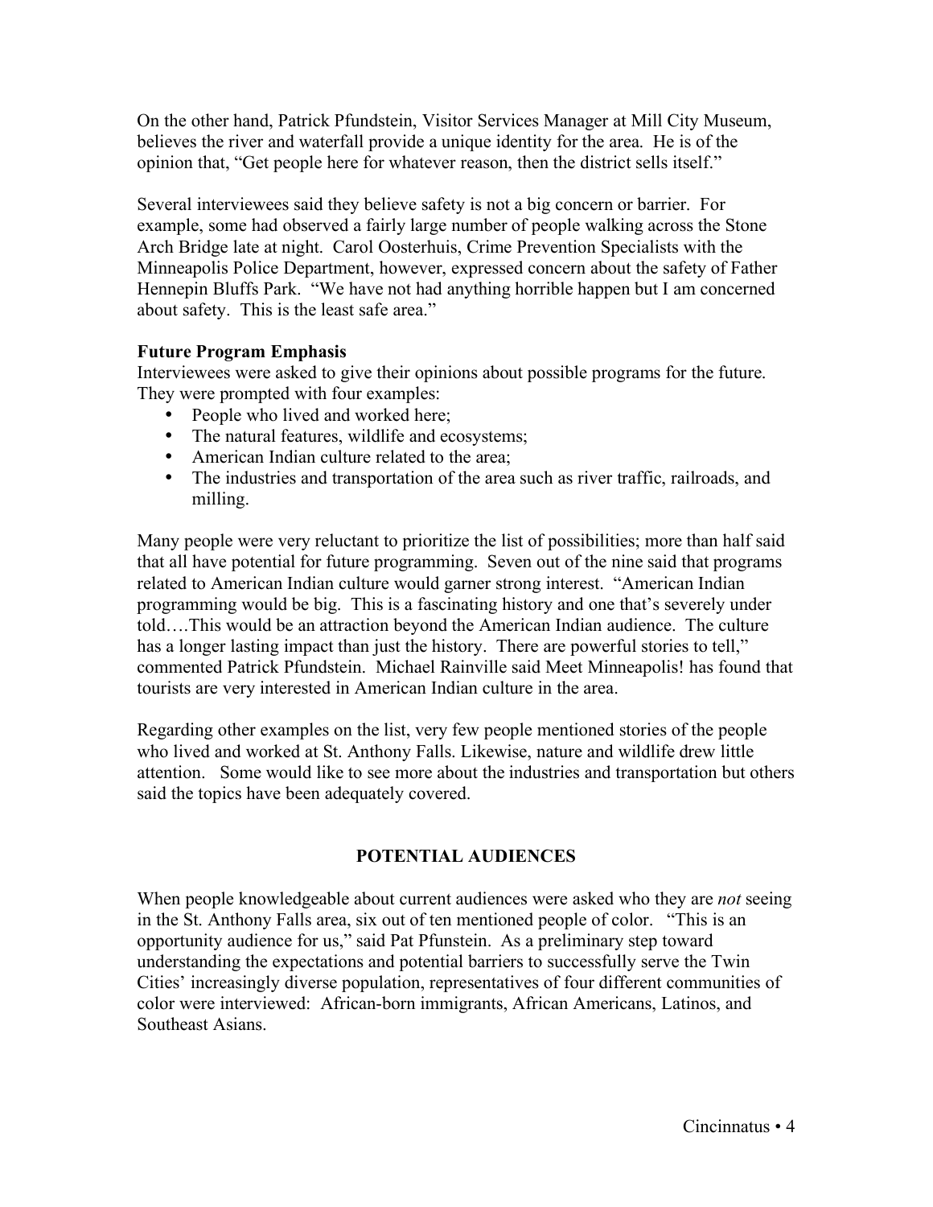On the other hand, Patrick Pfundstein, Visitor Services Manager at Mill City Museum, believes the river and waterfall provide a unique identity for the area. He is of the opinion that, "Get people here for whatever reason, then the district sells itself."

Several interviewees said they believe safety is not a big concern or barrier. For example, some had observed a fairly large number of people walking across the Stone Arch Bridge late at night. Carol Oosterhuis, Crime Prevention Specialists with the Minneapolis Police Department, however, expressed concern about the safety of Father Hennepin Bluffs Park. "We have not had anything horrible happen but I am concerned about safety. This is the least safe area."

**Future Program Emphasis**

Interviewees were asked to give their opinions about possible programs for the future. They were prompted with four examples:

- People who lived and worked here;
- The natural features, wildlife and ecosystems;
- American Indian culture related to the area;
- The industries and transportation of the area such as river traffic, railroads, and milling.

Many people were very reluctant to prioritize the list of possibilities; more than half said that all have potential for future programming. Seven out of the nine said that programs related to American Indian culture would garner strong interest. "American Indian programming would be big. This is a fascinating history and one that's severely under told….This would be an attraction beyond the American Indian audience. The culture has a longer lasting impact than just the history. There are powerful stories to tell," commented Patrick Pfundstein. Michael Rainville said Meet Minneapolis! has found that tourists are very interested in American Indian culture in the area.

Regarding other examples on the list, very few people mentioned stories of the people who lived and worked at St. Anthony Falls. Likewise, nature and wildlife drew little attention. Some would like to see more about the industries and transportation but others said the topics have been adequately covered.

## POTENTIAL AUDIENCES

When people knowledgeable about current audiences were asked who they are *not* seeing in the St. Anthony Falls area, six out of ten mentioned people of color. "This is an opportunity audience for us," said Pat Pfunstein. As a preliminary step toward understanding the expectations and potential barriers to successfully serve the Twin Cities' increasingly diverse population, representatives of four different communities of color were interviewed: African-born immigrants, African Americans, Latinos, and Southeast Asians.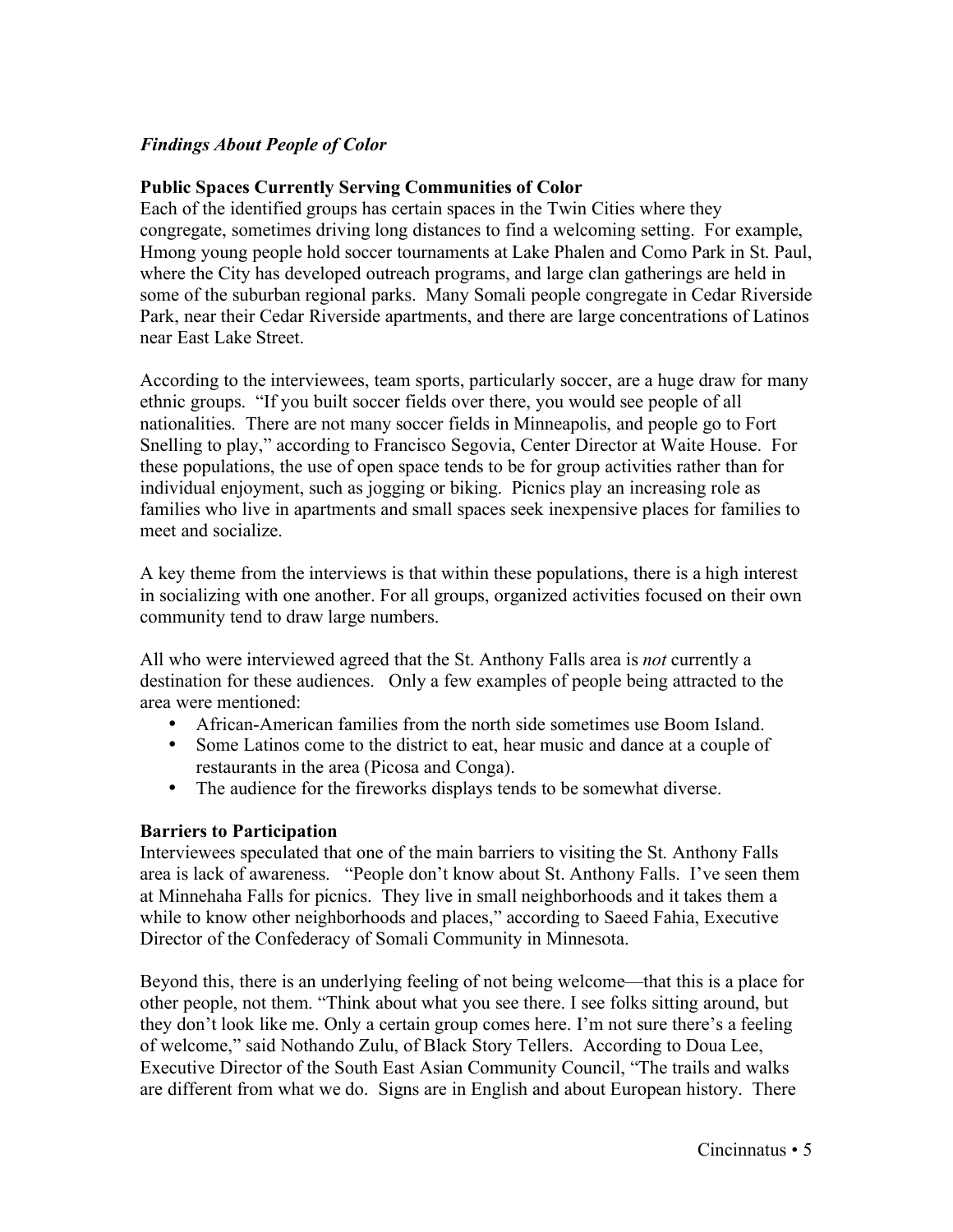### *Findings About People of Color*

**Public Spaces Currently Serving Communities of Color**

Each of the identified groups has certain spaces in the Twin Cities where they congregate, sometimes driving long distances to find a welcoming setting. For example, Hmong young people hold soccer tournaments at Lake Phalen and Como Park in St. Paul, where the City has developed outreach programs, and large clan gatherings are held in some of the suburban regional parks. Many Somali people congregate in Cedar Riverside Park, near their Cedar Riverside apartments, and there are large concentrations of Latinos near East Lake Street.

According to the interviewees, team sports, particularly soccer, are a huge draw for many ethnic groups. "If you built soccer fields over there, you would see people of all nationalities. There are not many soccer fields in Minneapolis, and people go to Fort Snelling to play," according to Francisco Segovia, Center Director at Waite House. For these populations, the use of open space tends to be for group activities rather than for individual enjoyment, such as jogging or biking. Picnics play an increasing role as families who live in apartments and small spaces seek inexpensive places for families to meet and socialize.

A key theme from the interviews is that within these populations, there is a high interest in socializing with one another. For all groups, organized activities focused on their own community tend to draw large numbers.

All who were interviewed agreed that the St. Anthony Falls area is *not* currently a destination for these audiences. Only a few examples of people being attracted to the area were mentioned:

- African-American families from the north side sometimes use Boom Island.
- Some Latinos come to the district to eat, hear music and dance at a couple of restaurants in the area (Picosa and Conga).
- The audience for the fireworks displays tends to be somewhat diverse.

**Barriers to Participation**

Interviewees speculated that one of the main barriers to visiting the St. Anthony Falls area is lack of awareness. "People don't know about St. Anthony Falls. I've seen them at Minnehaha Falls for picnics. They live in small neighborhoods and it takes them a while to know other neighborhoods and places," according to Saeed Fahia, Executive Director of the Confederacy of Somali Community in Minnesota.

Beyond this, there is an underlying feeling of not being welcome—that this is a place for other people, not them. "Think about what you see there. I see folks sitting around, but they don't look like me. Only a certain group comes here. I'm not sure there's a feeling of welcome," said Nothando Zulu, of Black Story Tellers. According to Doua Lee, Executive Director of the South East Asian Community Council, "The trails and walks are different from what we do. Signs are in English and about European history. There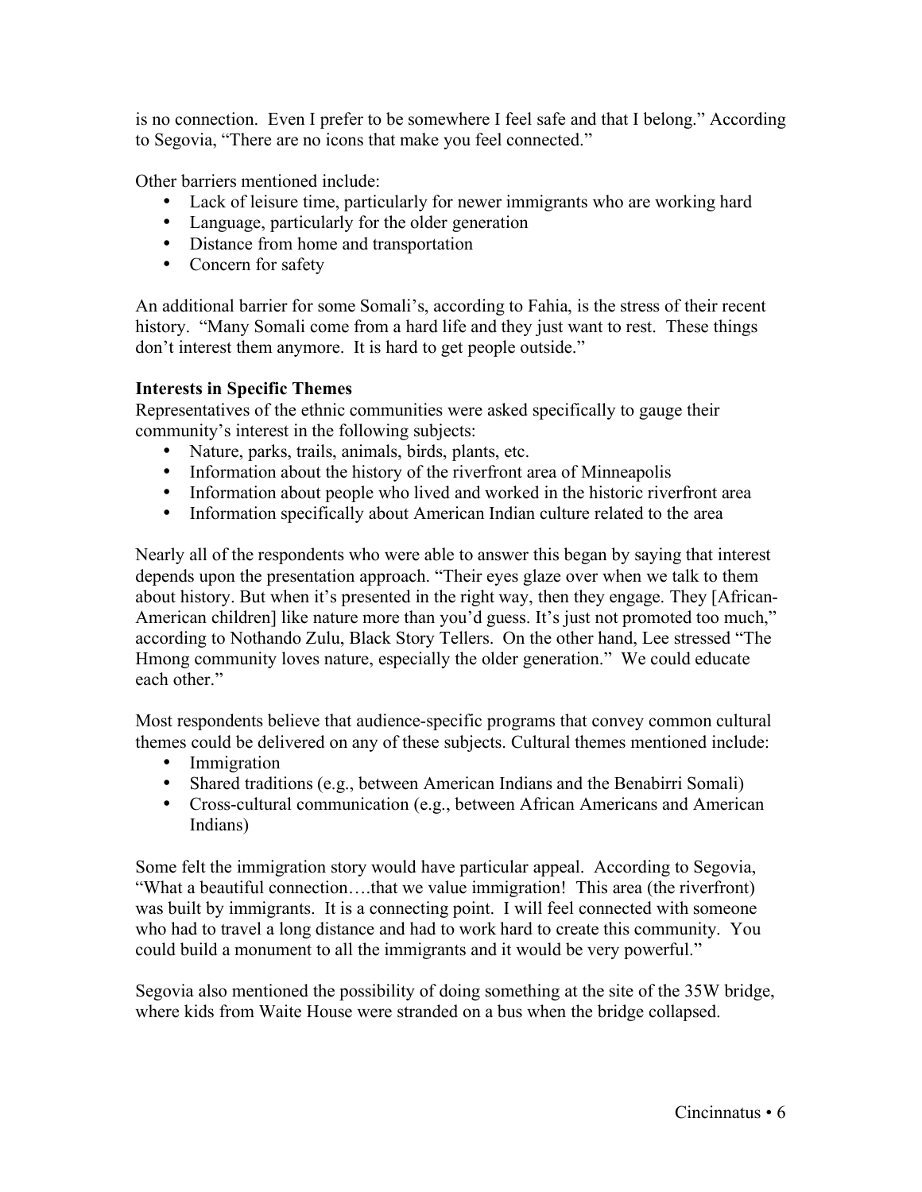is no connection. Even I prefer to be somewhere I feel safe and that I belong." According to Segovia, "There are no icons that make you feel connected."

Other barriers mentioned include:

- Lack of leisure time, particularly for newer immigrants who are working hard
- Language, particularly for the older generation
- Distance from home and transportation
- Concern for safety

An additional barrier for some Somali's, according to Fahia, is the stress of their recent history. "Many Somali come from a hard life and they just want to rest. These things don't interest them anymore. It is hard to get people outside."

**Interests in Specific Themes**

Representatives of the ethnic communities were asked specifically to gauge their community's interest in the following subjects:

- Nature, parks, trails, animals, birds, plants, etc.
- Information about the history of the riverfront area of Minneapolis
- Information about people who lived and worked in the historic riverfront area
- Information specifically about American Indian culture related to the area

Nearly all of the respondents who were able to answer this began by saying that interest depends upon the presentation approach. "Their eyes glaze over when we talk to them about history. But when it's presented in the right way, then they engage. They [African-American children] like nature more than you'd guess. It's just not promoted too much," according to Nothando Zulu, Black Story Tellers. On the other hand, Lee stressed "The Hmong community loves nature, especially the older generation." We could educate each other."

Most respondents believe that audience-specific programs that convey common cultural themes could be delivered on any of these subjects. Cultural themes mentioned include:

- Immigration
- Shared traditions (e.g., between American Indians and the Benabirri Somali)
- Cross-cultural communication (e.g., between African Americans and American Indians)

Some felt the immigration story would have particular appeal. According to Segovia, "What a beautiful connection….that we value immigration! This area (the riverfront) was built by immigrants. It is a connecting point. I will feel connected with someone who had to travel a long distance and had to work hard to create this community. You could build a monument to all the immigrants and it would be very powerful."

Segovia also mentioned the possibility of doing something at the site of the 35W bridge, where kids from Waite House were stranded on a bus when the bridge collapsed.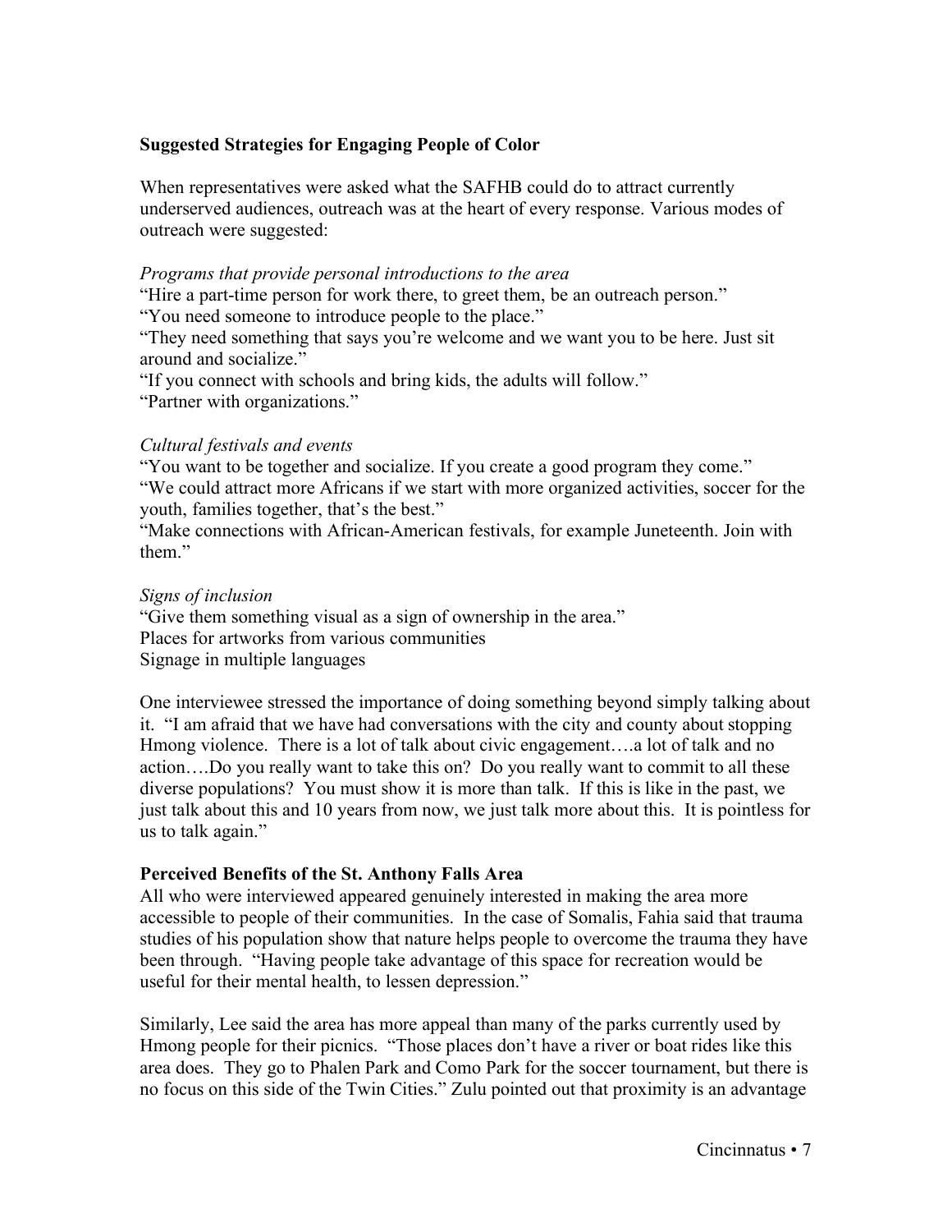## Suggested Strategies for Engaging People of Color

When representatives were asked what the SAFHB could do to attract currently underserved audiences, outreach was at the heart of every response. Various modes of outreach were suggested:

*Programs that provide personal introductions to the area*

"Hire a part-time person for work there, to greet them, be an outreach person."
"You need someone to introduce people to the place."
"They need something that says you're welcome and we want you to be here. Just sit around and socialize."
"If you connect with schools and bring kids, the adults will follow."
"Partner with organizations."

*Cultural festivals and events*

"You want to be together and socialize. If you create a good program they come."
"We could attract more Africans if we start with more organized activities, soccer for the youth, families together, that's the best."
"Make connections with African-American festivals, for example Juneteenth. Join with them."

*Signs of inclusion*

"Give them something visual as a sign of ownership in the area."
Places for artworks from various communities
Signage in multiple languages

One interviewee stressed the importance of doing something beyond simply talking about it. "I am afraid that we have had conversations with the city and county about stopping Hmong violence. There is a lot of talk about civic engagement….a lot of talk and no action….Do you really want to take this on? Do you really want to commit to all these diverse populations? You must show it is more than talk. If this is like in the past, we just talk about this and 10 years from now, we just talk more about this. It is pointless for us to talk again."

## Perceived Benefits of the St. Anthony Falls Area

All who were interviewed appeared genuinely interested in making the area more accessible to people of their communities. In the case of Somalis, Fahia said that trauma studies of his population show that nature helps people to overcome the trauma they have been through. "Having people take advantage of this space for recreation would be useful for their mental health, to lessen depression."

Similarly, Lee said the area has more appeal than many of the parks currently used by Hmong people for their picnics. "Those places don't have a river or boat rides like this area does. They go to Phalen Park and Como Park for the soccer tournament, but there is no focus on this side of the Twin Cities." Zulu pointed out that proximity is an advantage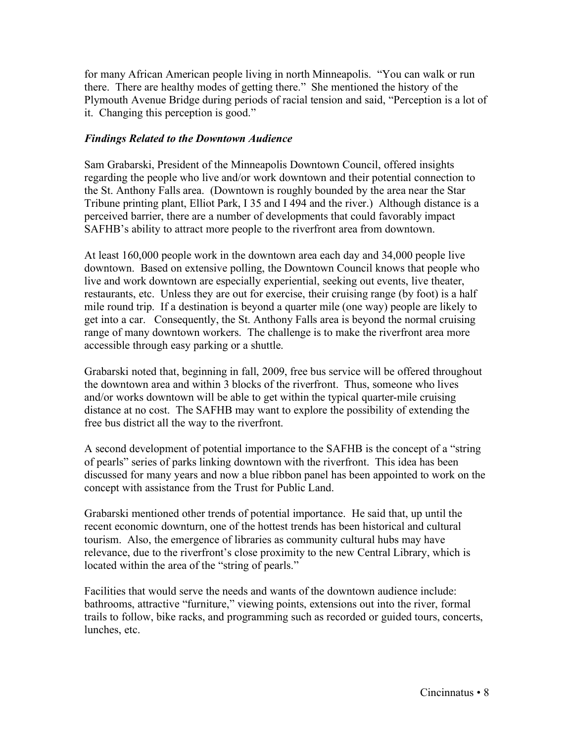for many African American people living in north Minneapolis. "You can walk or run there. There are healthy modes of getting there." She mentioned the history of the Plymouth Avenue Bridge during periods of racial tension and said, "Perception is a lot of it. Changing this perception is good."

### *Findings Related to the Downtown Audience*

Sam Grabarski, President of the Minneapolis Downtown Council, offered insights regarding the people who live and/or work downtown and their potential connection to the St. Anthony Falls area. (Downtown is roughly bounded by the area near the Star Tribune printing plant, Elliot Park, I 35 and I 494 and the river.) Although distance is a perceived barrier, there are a number of developments that could favorably impact SAFHB's ability to attract more people to the riverfront area from downtown.

At least 160,000 people work in the downtown area each day and 34,000 people live downtown. Based on extensive polling, the Downtown Council knows that people who live and work downtown are especially experiential, seeking out events, live theater, restaurants, etc. Unless they are out for exercise, their cruising range (by foot) is a half mile round trip. If a destination is beyond a quarter mile (one way) people are likely to get into a car. Consequently, the St. Anthony Falls area is beyond the normal cruising range of many downtown workers. The challenge is to make the riverfront area more accessible through easy parking or a shuttle.

Grabarski noted that, beginning in fall, 2009, free bus service will be offered throughout the downtown area and within 3 blocks of the riverfront. Thus, someone who lives and/or works downtown will be able to get within the typical quarter-mile cruising distance at no cost. The SAFHB may want to explore the possibility of extending the free bus district all the way to the riverfront.

A second development of potential importance to the SAFHB is the concept of a "string of pearls" series of parks linking downtown with the riverfront. This idea has been discussed for many years and now a blue ribbon panel has been appointed to work on the concept with assistance from the Trust for Public Land.

Grabarski mentioned other trends of potential importance. He said that, up until the recent economic downturn, one of the hottest trends has been historical and cultural tourism. Also, the emergence of libraries as community cultural hubs may have relevance, due to the riverfront's close proximity to the new Central Library, which is located within the area of the "string of pearls."

Facilities that would serve the needs and wants of the downtown audience include: bathrooms, attractive "furniture," viewing points, extensions out into the river, formal trails to follow, bike racks, and programming such as recorded or guided tours, concerts, lunches, etc.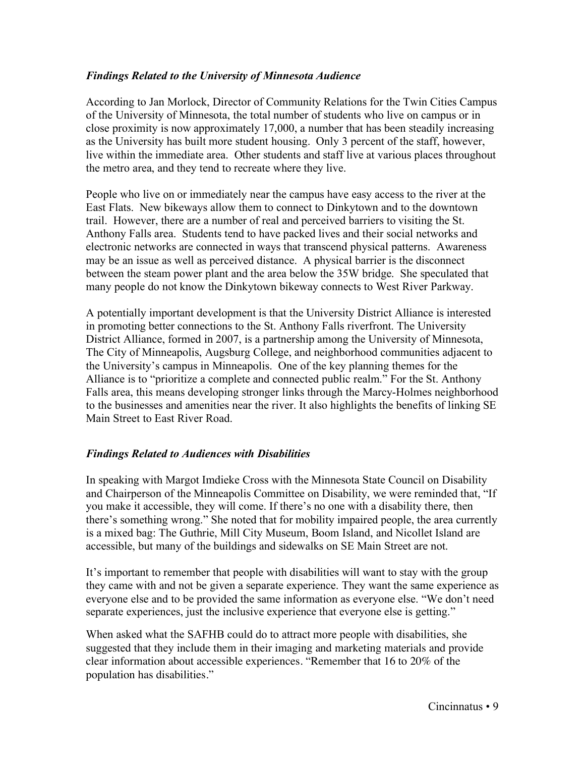### *Findings Related to the University of Minnesota Audience*

According to Jan Morlock, Director of Community Relations for the Twin Cities Campus of the University of Minnesota, the total number of students who live on campus or in close proximity is now approximately 17,000, a number that has been steadily increasing as the University has built more student housing. Only 3 percent of the staff, however, live within the immediate area. Other students and staff live at various places throughout the metro area, and they tend to recreate where they live.

People who live on or immediately near the campus have easy access to the river at the East Flats. New bikeways allow them to connect to Dinkytown and to the downtown trail. However, there are a number of real and perceived barriers to visiting the St. Anthony Falls area. Students tend to have packed lives and their social networks and electronic networks are connected in ways that transcend physical patterns. Awareness may be an issue as well as perceived distance. A physical barrier is the disconnect between the steam power plant and the area below the 35W bridge. She speculated that many people do not know the Dinkytown bikeway connects to West River Parkway.

A potentially important development is that the University District Alliance is interested in promoting better connections to the St. Anthony Falls riverfront. The University District Alliance, formed in 2007, is a partnership among the University of Minnesota, The City of Minneapolis, Augsburg College, and neighborhood communities adjacent to the University's campus in Minneapolis. One of the key planning themes for the Alliance is to "prioritize a complete and connected public realm." For the St. Anthony Falls area, this means developing stronger links through the Marcy-Holmes neighborhood to the businesses and amenities near the river. It also highlights the benefits of linking SE Main Street to East River Road.

### *Findings Related to Audiences with Disabilities*

In speaking with Margot Imdieke Cross with the Minnesota State Council on Disability and Chairperson of the Minneapolis Committee on Disability, we were reminded that, "If you make it accessible, they will come. If there's no one with a disability there, then there's something wrong." She noted that for mobility impaired people, the area currently is a mixed bag: The Guthrie, Mill City Museum, Boom Island, and Nicollet Island are accessible, but many of the buildings and sidewalks on SE Main Street are not.

It's important to remember that people with disabilities will want to stay with the group they came with and not be given a separate experience. They want the same experience as everyone else and to be provided the same information as everyone else. "We don't need separate experiences, just the inclusive experience that everyone else is getting."

When asked what the SAFHB could do to attract more people with disabilities, she suggested that they include them in their imaging and marketing materials and provide clear information about accessible experiences. "Remember that 16 to 20% of the population has disabilities."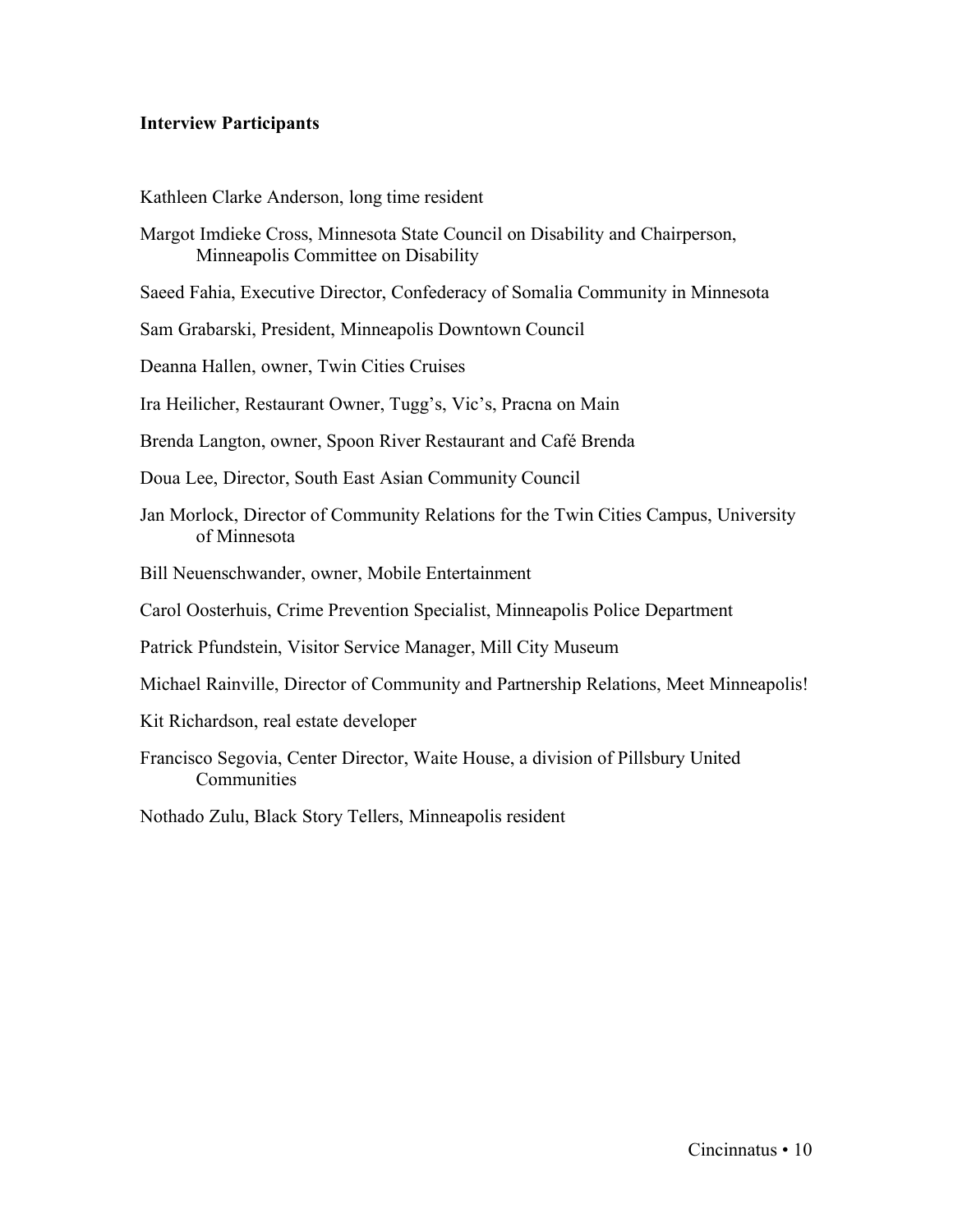**Interview Participants**

Kathleen Clarke Anderson, long time resident

Margot Imdieke Cross, Minnesota State Council on Disability and Chairperson, Minneapolis Committee on Disability

Saeed Fahia, Executive Director, Confederacy of Somalia Community in Minnesota

Sam Grabarski, President, Minneapolis Downtown Council

Deanna Hallen, owner, Twin Cities Cruises

Ira Heilicher, Restaurant Owner, Tugg's, Vic's, Pracna on Main

Brenda Langton, owner, Spoon River Restaurant and Café Brenda

Doua Lee, Director, South East Asian Community Council

Jan Morlock, Director of Community Relations for the Twin Cities Campus, University of Minnesota

Bill Neuenschwander, owner, Mobile Entertainment

Carol Oosterhuis, Crime Prevention Specialist, Minneapolis Police Department

Patrick Pfundstein, Visitor Service Manager, Mill City Museum

Michael Rainville, Director of Community and Partnership Relations, Meet Minneapolis!

Kit Richardson, real estate developer

Francisco Segovia, Center Director, Waite House, a division of Pillsbury United Communities

Nothado Zulu, Black Story Tellers, Minneapolis resident